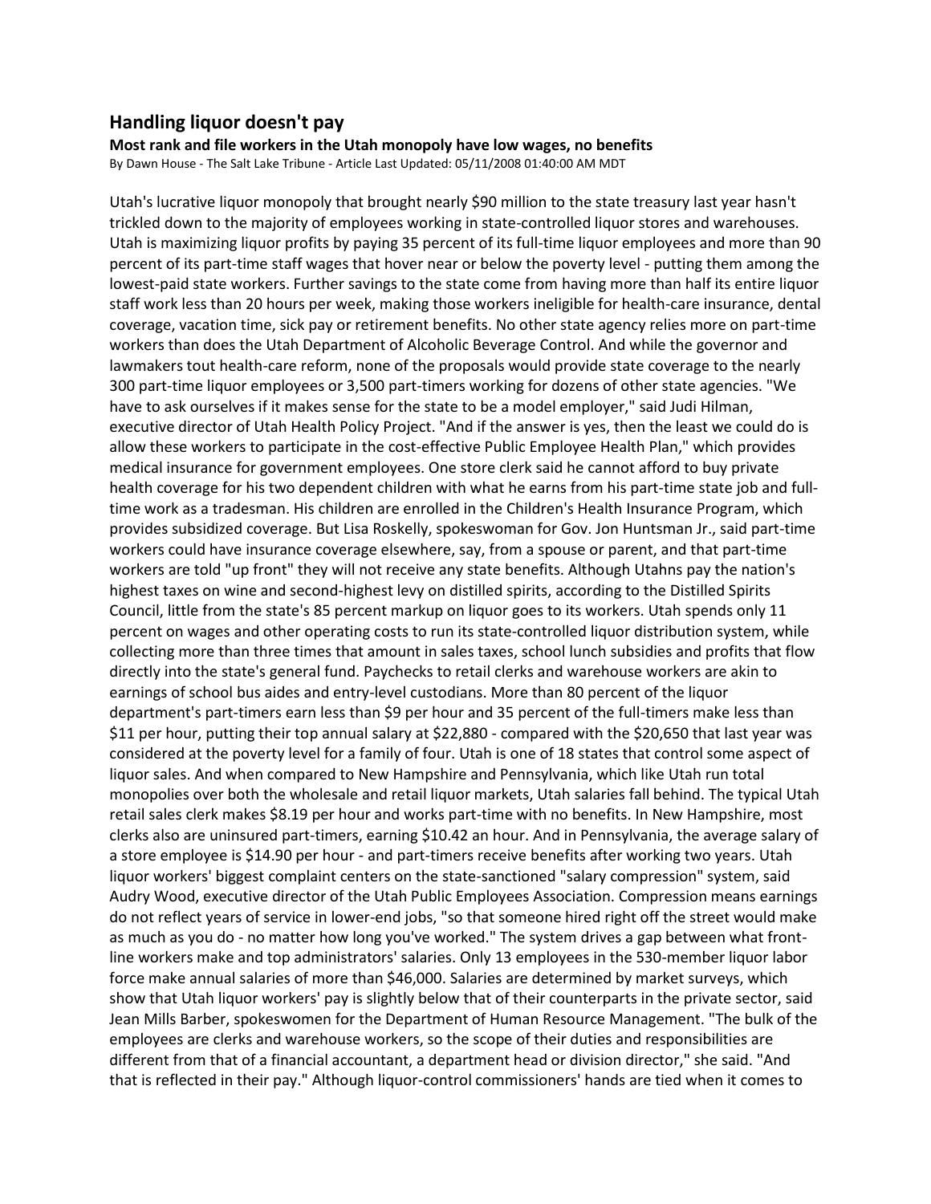## Handling liquor doesn't pay

**Most rank and file workers in the Utah monopoly have low wages, no benefits**

By Dawn House - The Salt Lake Tribune - Article Last Updated: 05/11/2008 01:40:00 AM MDT

Utah's lucrative liquor monopoly that brought nearly $90 million to the state treasury last year hasn't trickled down to the majority of employees working in state-controlled liquor stores and warehouses. Utah is maximizing liquor profits by paying 35 percent of its full-time liquor employees and more than 90 percent of its part-time staff wages that hover near or below the poverty level - putting them among the lowest-paid state workers. Further savings to the state come from having more than half its entire liquor staff work less than 20 hours per week, making those workers ineligible for health-care insurance, dental coverage, vacation time, sick pay or retirement benefits. No other state agency relies more on part-time workers than does the Utah Department of Alcoholic Beverage Control. And while the governor and lawmakers tout health-care reform, none of the proposals would provide state coverage to the nearly 300 part-time liquor employees or 3,500 part-timers working for dozens of other state agencies. "We have to ask ourselves if it makes sense for the state to be a model employer," said Judi Hilman, executive director of Utah Health Policy Project. "And if the answer is yes, then the least we could do is allow these workers to participate in the cost-effective Public Employee Health Plan," which provides medical insurance for government employees. One store clerk said he cannot afford to buy private health coverage for his two dependent children with what he earns from his part-time state job and full-time work as a tradesman. His children are enrolled in the Children's Health Insurance Program, which provides subsidized coverage. But Lisa Roskelly, spokeswoman for Gov. Jon Huntsman Jr., said part-time workers could have insurance coverage elsewhere, say, from a spouse or parent, and that part-time workers are told "up front" they will not receive any state benefits. Although Utahns pay the nation's highest taxes on wine and second-highest levy on distilled spirits, according to the Distilled Spirits Council, little from the state's 85 percent markup on liquor goes to its workers. Utah spends only 11 percent on wages and other operating costs to run its state-controlled liquor distribution system, while collecting more than three times that amount in sales taxes, school lunch subsidies and profits that flow directly into the state's general fund. Paychecks to retail clerks and warehouse workers are akin to earnings of school bus aides and entry-level custodians. More than 80 percent of the liquor department's part-timers earn less than $9 per hour and 35 percent of the full-timers make less than $11 per hour, putting their top annual salary at $22,880 - compared with the $20,650 that last year was considered at the poverty level for a family of four. Utah is one of 18 states that control some aspect of liquor sales. And when compared to New Hampshire and Pennsylvania, which like Utah run total monopolies over both the wholesale and retail liquor markets, Utah salaries fall behind. The typical Utah retail sales clerk makes $8.19 per hour and works part-time with no benefits. In New Hampshire, most clerks also are uninsured part-timers, earning $10.42 an hour. And in Pennsylvania, the average salary of a store employee is $14.90 per hour - and part-timers receive benefits after working two years. Utah liquor workers' biggest complaint centers on the state-sanctioned "salary compression" system, said Audry Wood, executive director of the Utah Public Employees Association. Compression means earnings do not reflect years of service in lower-end jobs, "so that someone hired right off the street would make as much as you do - no matter how long you've worked." The system drives a gap between what front-line workers make and top administrators' salaries. Only 13 employees in the 530-member liquor labor force make annual salaries of more than $46,000. Salaries are determined by market surveys, which show that Utah liquor workers' pay is slightly below that of their counterparts in the private sector, said Jean Mills Barber, spokeswomen for the Department of Human Resource Management. "The bulk of the employees are clerks and warehouse workers, so the scope of their duties and responsibilities are different from that of a financial accountant, a department head or division director," she said. "And that is reflected in their pay." Although liquor-control commissioners' hands are tied when it comes to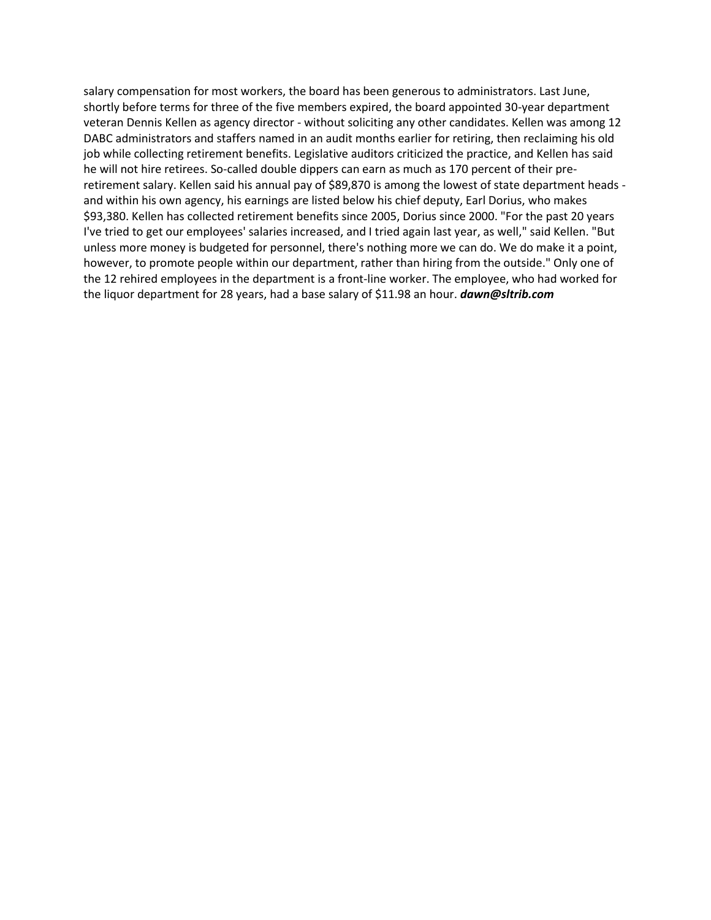salary compensation for most workers, the board has been generous to administrators. Last June, shortly before terms for three of the five members expired, the board appointed 30-year department veteran Dennis Kellen as agency director - without soliciting any other candidates. Kellen was among 12 DABC administrators and staffers named in an audit months earlier for retiring, then reclaiming his old job while collecting retirement benefits. Legislative auditors criticized the practice, and Kellen has said he will not hire retirees. So-called double dippers can earn as much as 170 percent of their pre-retirement salary. Kellen said his annual pay of $89,870 is among the lowest of state department heads - and within his own agency, his earnings are listed below his chief deputy, Earl Dorius, who makes $93,380. Kellen has collected retirement benefits since 2005, Dorius since 2000. "For the past 20 years I've tried to get our employees' salaries increased, and I tried again last year, as well," said Kellen. "But unless more money is budgeted for personnel, there's nothing more we can do. We do make it a point, however, to promote people within our department, rather than hiring from the outside." Only one of the 12 rehired employees in the department is a front-line worker. The employee, who had worked for the liquor department for 28 years, had a base salary of $11.98 an hour. ***dawn@sltrib.com***